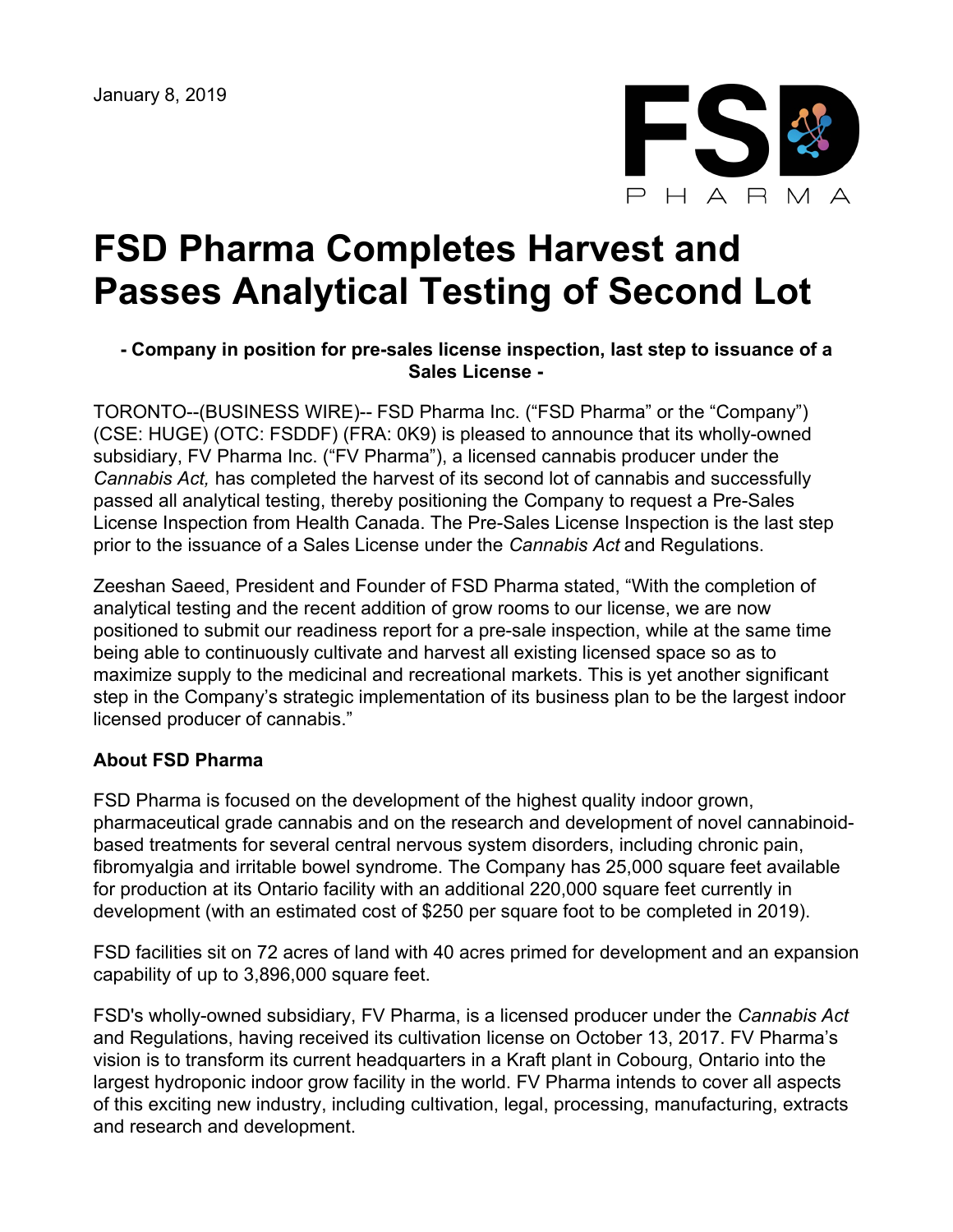January 8, 2019

# FSD Pharma Completes Harvest and Passes Analytical Testing of Second Lot

**- Company in position for pre-sales license inspection, last step to issuance of a Sales License -**

TORONTO--(BUSINESS WIRE)-- FSD Pharma Inc. ("FSD Pharma" or the "Company") (CSE: HUGE) (OTC: FSDDF) (FRA: 0K9) is pleased to announce that its wholly-owned subsidiary, FV Pharma Inc. ("FV Pharma"), a licensed cannabis producer under the *Cannabis Act,* has completed the harvest of its second lot of cannabis and successfully passed all analytical testing, thereby positioning the Company to request a Pre-Sales License Inspection from Health Canada. The Pre-Sales License Inspection is the last step prior to the issuance of a Sales License under the *Cannabis Act* and Regulations.

Zeeshan Saeed, President and Founder of FSD Pharma stated, "With the completion of analytical testing and the recent addition of grow rooms to our license, we are now positioned to submit our readiness report for a pre-sale inspection, while at the same time being able to continuously cultivate and harvest all existing licensed space so as to maximize supply to the medicinal and recreational markets. This is yet another significant step in the Company's strategic implementation of its business plan to be the largest indoor licensed producer of cannabis."

**About FSD Pharma**

FSD Pharma is focused on the development of the highest quality indoor grown, pharmaceutical grade cannabis and on the research and development of novel cannabinoid-based treatments for several central nervous system disorders, including chronic pain, fibromyalgia and irritable bowel syndrome. The Company has 25,000 square feet available for production at its Ontario facility with an additional 220,000 square feet currently in development (with an estimated cost of $250 per square foot to be completed in 2019).

FSD facilities sit on 72 acres of land with 40 acres primed for development and an expansion capability of up to 3,896,000 square feet.

FSD's wholly-owned subsidiary, FV Pharma, is a licensed producer under the *Cannabis Act* and Regulations, having received its cultivation license on October 13, 2017. FV Pharma's vision is to transform its current headquarters in a Kraft plant in Cobourg, Ontario into the largest hydroponic indoor grow facility in the world. FV Pharma intends to cover all aspects of this exciting new industry, including cultivation, legal, processing, manufacturing, extracts and research and development.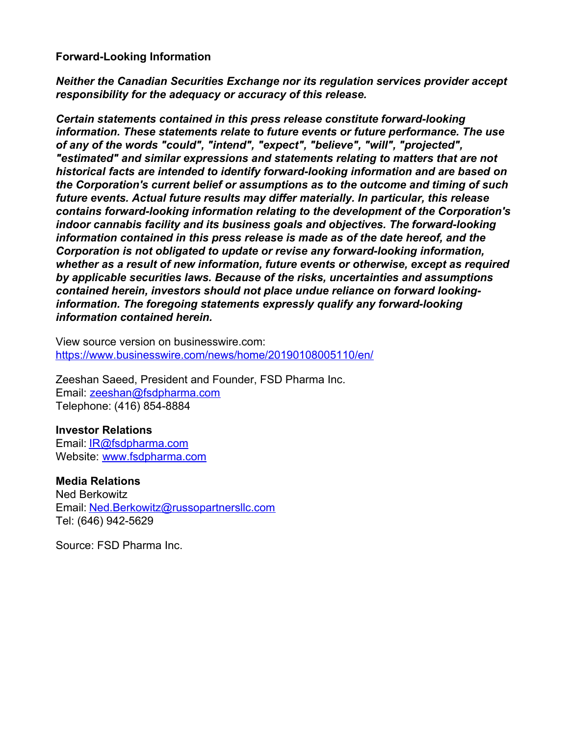**Forward-Looking Information**

***Neither the Canadian Securities Exchange nor its regulation services provider accept responsibility for the adequacy or accuracy of this release.***

***Certain statements contained in this press release constitute forward-looking information. These statements relate to future events or future performance. The use of any of the words "could", "intend", "expect", "believe", "will", "projected", "estimated" and similar expressions and statements relating to matters that are not historical facts are intended to identify forward-looking information and are based on the Corporation's current belief or assumptions as to the outcome and timing of such future events. Actual future results may differ materially. In particular, this release contains forward-looking information relating to the development of the Corporation's indoor cannabis facility and its business goals and objectives. The forward-looking information contained in this press release is made as of the date hereof, and the Corporation is not obligated to update or revise any forward-looking information, whether as a result of new information, future events or otherwise, except as required by applicable securities laws. Because of the risks, uncertainties and assumptions contained herein, investors should not place undue reliance on forward looking-information. The foregoing statements expressly qualify any forward-looking information contained herein.***

View source version on businesswire.com: https://www.businesswire.com/news/home/20190108005110/en/

Zeeshan Saeed, President and Founder, FSD Pharma Inc.
Email: zeeshan@fsdpharma.com
Telephone: (416) 854-8884

**Investor Relations**
Email: IR@fsdpharma.com
Website: www.fsdpharma.com

**Media Relations**
Ned Berkowitz
Email: Ned.Berkowitz@russopartnersllc.com
Tel: (646) 942-5629

Source: FSD Pharma Inc.